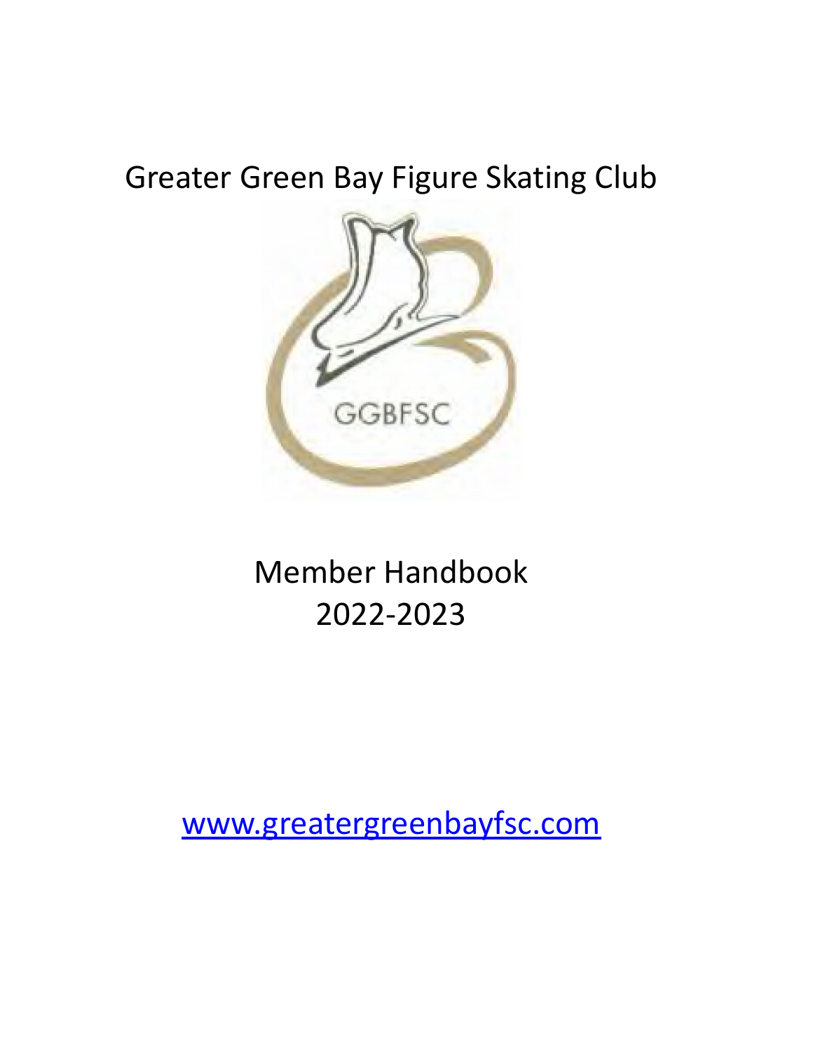# Greater Green Bay Figure Skating Club

GGBFSC

## Member Handbook
## 2022-2023

[www.greatergreenbayfsc.com](http://www.greatergreenbayfsc.com)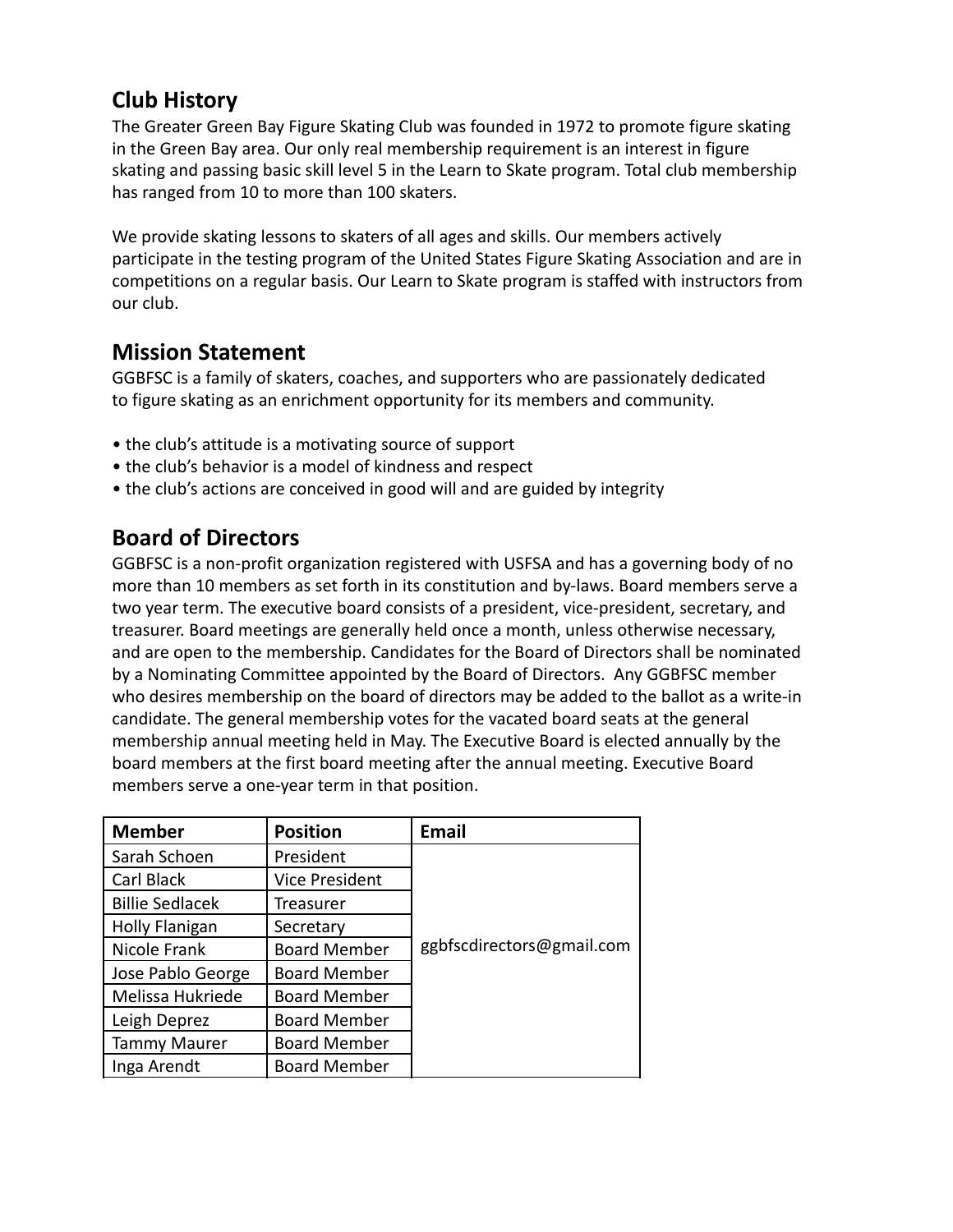## Club History

The Greater Green Bay Figure Skating Club was founded in 1972 to promote figure skating in the Green Bay area. Our only real membership requirement is an interest in figure skating and passing basic skill level 5 in the Learn to Skate program. Total club membership has ranged from 10 to more than 100 skaters.

We provide skating lessons to skaters of all ages and skills. Our members actively participate in the testing program of the United States Figure Skating Association and are in competitions on a regular basis. Our Learn to Skate program is staffed with instructors from our club.

## Mission Statement

GGBFSC is a family of skaters, coaches, and supporters who are passionately dedicated to figure skating as an enrichment opportunity for its members and community.

- the club's attitude is a motivating source of support
- the club's behavior is a model of kindness and respect
- the club's actions are conceived in good will and are guided by integrity

## Board of Directors

GGBFSC is a non-profit organization registered with USFSA and has a governing body of no more than 10 members as set forth in its constitution and by-laws. Board members serve a two year term. The executive board consists of a president, vice-president, secretary, and treasurer. Board meetings are generally held once a month, unless otherwise necessary, and are open to the membership. Candidates for the Board of Directors shall be nominated by a Nominating Committee appointed by the Board of Directors. Any GGBFSC member who desires membership on the board of directors may be added to the ballot as a write-in candidate. The general membership votes for the vacated board seats at the general membership annual meeting held in May. The Executive Board is elected annually by the board members at the first board meeting after the annual meeting. Executive Board members serve a one-year term in that position.

| Member | Position | Email |
|---|---|---|
| Sarah Schoen | President | ggbfscdirectors@gmail.com |
| Carl Black | Vice President | |
| Billie Sedlacek | Treasurer | |
| Holly Flanigan | Secretary | |
| Nicole Frank | Board Member | |
| Jose Pablo George | Board Member | |
| Melissa Hukriede | Board Member | |
| Leigh Deprez | Board Member | |
| Tammy Maurer | Board Member | |
| Inga Arendt | Board Member | |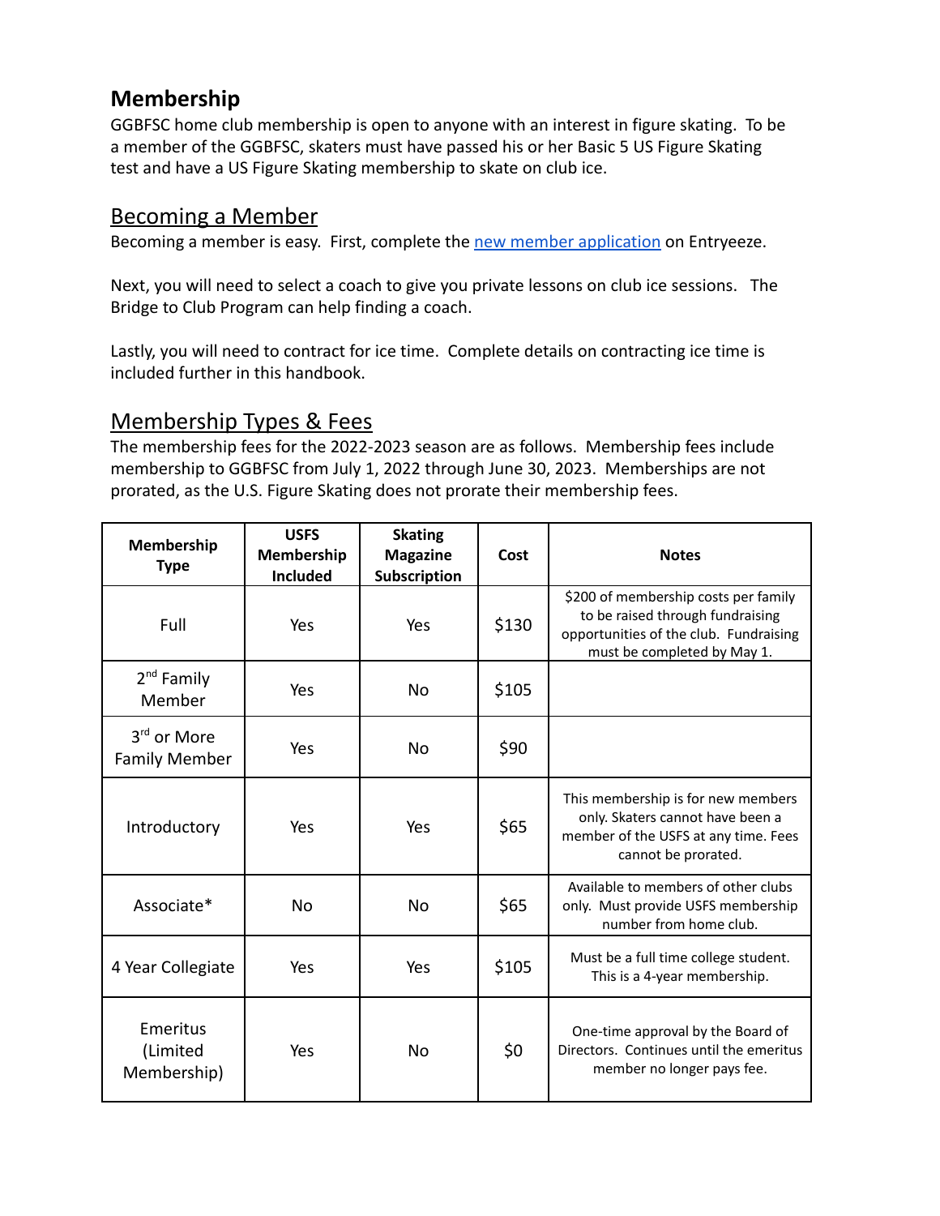# Membership

GGBFSC home club membership is open to anyone with an interest in figure skating. To be a member of the GGBFSC, skaters must have passed his or her Basic 5 US Figure Skating test and have a US Figure Skating membership to skate on club ice.

## Becoming a Member

Becoming a member is easy. First, complete the new member application on Entryeeze.

Next, you will need to select a coach to give you private lessons on club ice sessions. The Bridge to Club Program can help finding a coach.

Lastly, you will need to contract for ice time. Complete details on contracting ice time is included further in this handbook.

## Membership Types & Fees

The membership fees for the 2022-2023 season are as follows. Membership fees include membership to GGBFSC from July 1, 2022 through June 30, 2023. Memberships are not prorated, as the U.S. Figure Skating does not prorate their membership fees.

| Membership Type | USFS Membership Included | Skating Magazine Subscription | Cost | Notes |
| --- | --- | --- | --- | --- |
| Full | Yes | Yes | $130 | $200 of membership costs per family to be raised through fundraising opportunities of the club. Fundraising must be completed by May 1. |
| 2nd Family Member | Yes | No | $105 | |
| 3rd or More Family Member | Yes | No | $90 | |
| Introductory | Yes | Yes | $65 | This membership is for new members only. Skaters cannot have been a member of the USFS at any time. Fees cannot be prorated. |
| Associate* | No | No | $65 | Available to members of other clubs only. Must provide USFS membership number from home club. |
| 4 Year Collegiate | Yes | Yes | $105 | Must be a full time college student. This is a 4-year membership. |
| Emeritus (Limited Membership) | Yes | No | $0 | One-time approval by the Board of Directors. Continues until the emeritus member no longer pays fee. |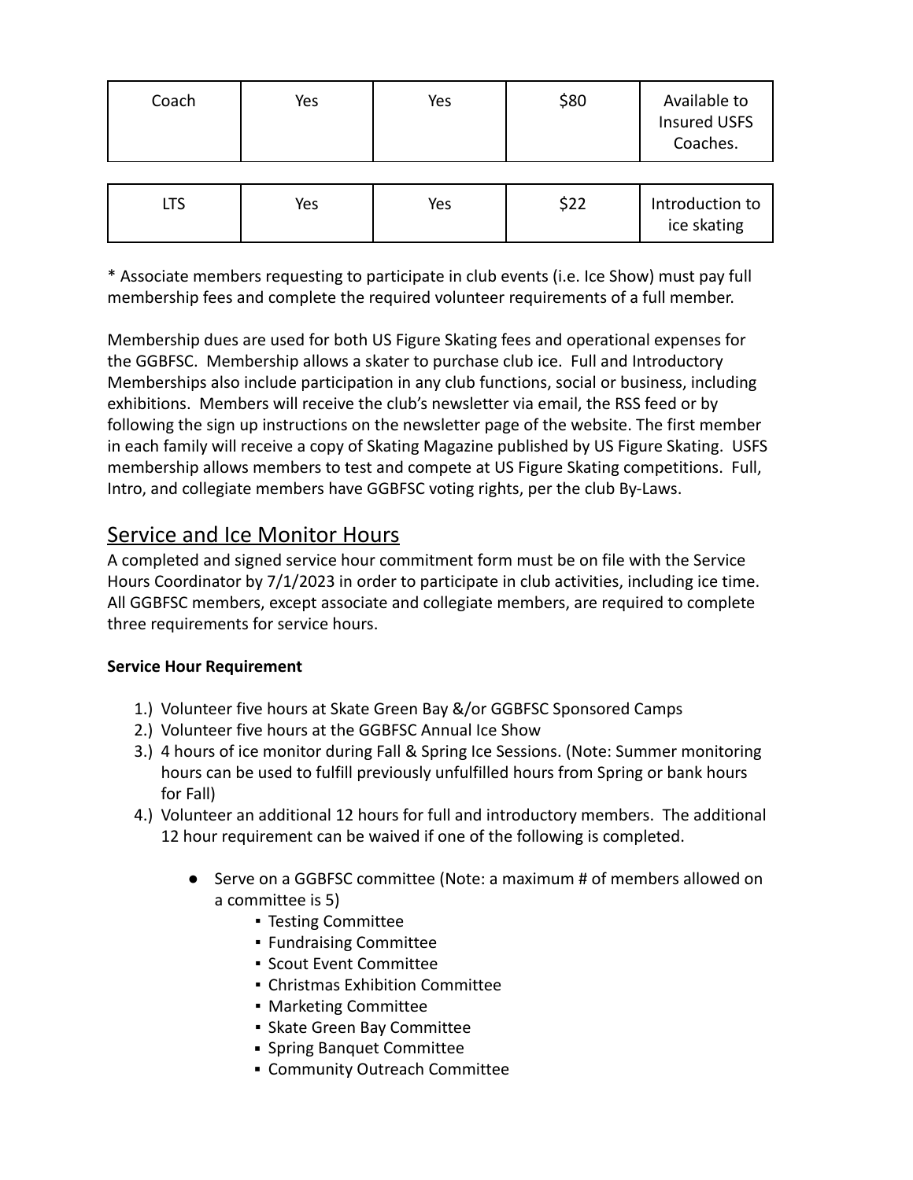| Coach | Yes | Yes | $80 | Available to Insured USFS Coaches. |
|---|---|---|---|---|
| LTS | Yes | Yes | $22 | Introduction to ice skating |

* Associate members requesting to participate in club events (i.e. Ice Show) must pay full membership fees and complete the required volunteer requirements of a full member.

Membership dues are used for both US Figure Skating fees and operational expenses for the GGBFSC. Membership allows a skater to purchase club ice. Full and Introductory Memberships also include participation in any club functions, social or business, including exhibitions. Members will receive the club's newsletter via email, the RSS feed or by following the sign up instructions on the newsletter page of the website. The first member in each family will receive a copy of Skating Magazine published by US Figure Skating. USFS membership allows members to test and compete at US Figure Skating competitions. Full, Intro, and collegiate members have GGBFSC voting rights, per the club By-Laws.

## Service and Ice Monitor Hours

A completed and signed service hour commitment form must be on file with the Service Hours Coordinator by 7/1/2023 in order to participate in club activities, including ice time. All GGBFSC members, except associate and collegiate members, are required to complete three requirements for service hours.

**Service Hour Requirement**

1.) Volunteer five hours at Skate Green Bay &/or GGBFSC Sponsored Camps
2.) Volunteer five hours at the GGBFSC Annual Ice Show
3.) 4 hours of ice monitor during Fall & Spring Ice Sessions. (Note: Summer monitoring hours can be used to fulfill previously unfulfilled hours from Spring or bank hours for Fall)
4.) Volunteer an additional 12 hours for full and introductory members. The additional 12 hour requirement can be waived if one of the following is completed.

- Serve on a GGBFSC committee (Note: a maximum # of members allowed on a committee is 5)
  - Testing Committee
  - Fundraising Committee
  - Scout Event Committee
  - Christmas Exhibition Committee
  - Marketing Committee
  - Skate Green Bay Committee
  - Spring Banquet Committee
  - Community Outreach Committee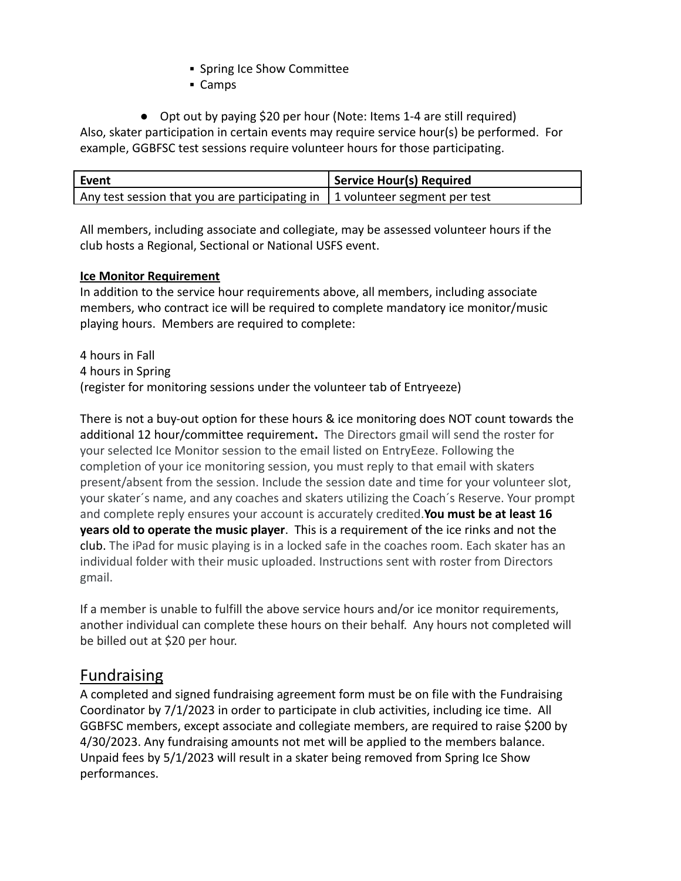- Spring Ice Show Committee
   - Camps

- Opt out by paying $20 per hour (Note: Items 1-4 are still required)

Also, skater participation in certain events may require service hour(s) be performed. For example, GGBFSC test sessions require volunteer hours for those participating.

| Event | Service Hour(s) Required |
|---|---|
| Any test session that you are participating in | 1 volunteer segment per test |

All members, including associate and collegiate, may be assessed volunteer hours if the club hosts a Regional, Sectional or National USFS event.

**Ice Monitor Requirement**

In addition to the service hour requirements above, all members, including associate members, who contract ice will be required to complete mandatory ice monitor/music playing hours. Members are required to complete:

4 hours in Fall
4 hours in Spring
(register for monitoring sessions under the volunteer tab of Entryeeze)

There is not a buy-out option for these hours & ice monitoring does NOT count towards the additional 12 hour/committee requirement**.** The Directors gmail will send the roster for your selected Ice Monitor session to the email listed on EntryEeze. Following the completion of your ice monitoring session, you must reply to that email with skaters present/absent from the session. Include the session date and time for your volunteer slot, your skater´s name, and any coaches and skaters utilizing the Coach´s Reserve. Your prompt and complete reply ensures your account is accurately credited.**You must be at least 16 years old to operate the music player**. This is a requirement of the ice rinks and not the club. The iPad for music playing is in a locked safe in the coaches room. Each skater has an individual folder with their music uploaded. Instructions sent with roster from Directors gmail.

If a member is unable to fulfill the above service hours and/or ice monitor requirements, another individual can complete these hours on their behalf. Any hours not completed will be billed out at $20 per hour.

## Fundraising

A completed and signed fundraising agreement form must be on file with the Fundraising Coordinator by 7/1/2023 in order to participate in club activities, including ice time. All GGBFSC members, except associate and collegiate members, are required to raise $200 by 4/30/2023. Any fundraising amounts not met will be applied to the members balance. Unpaid fees by 5/1/2023 will result in a skater being removed from Spring Ice Show performances.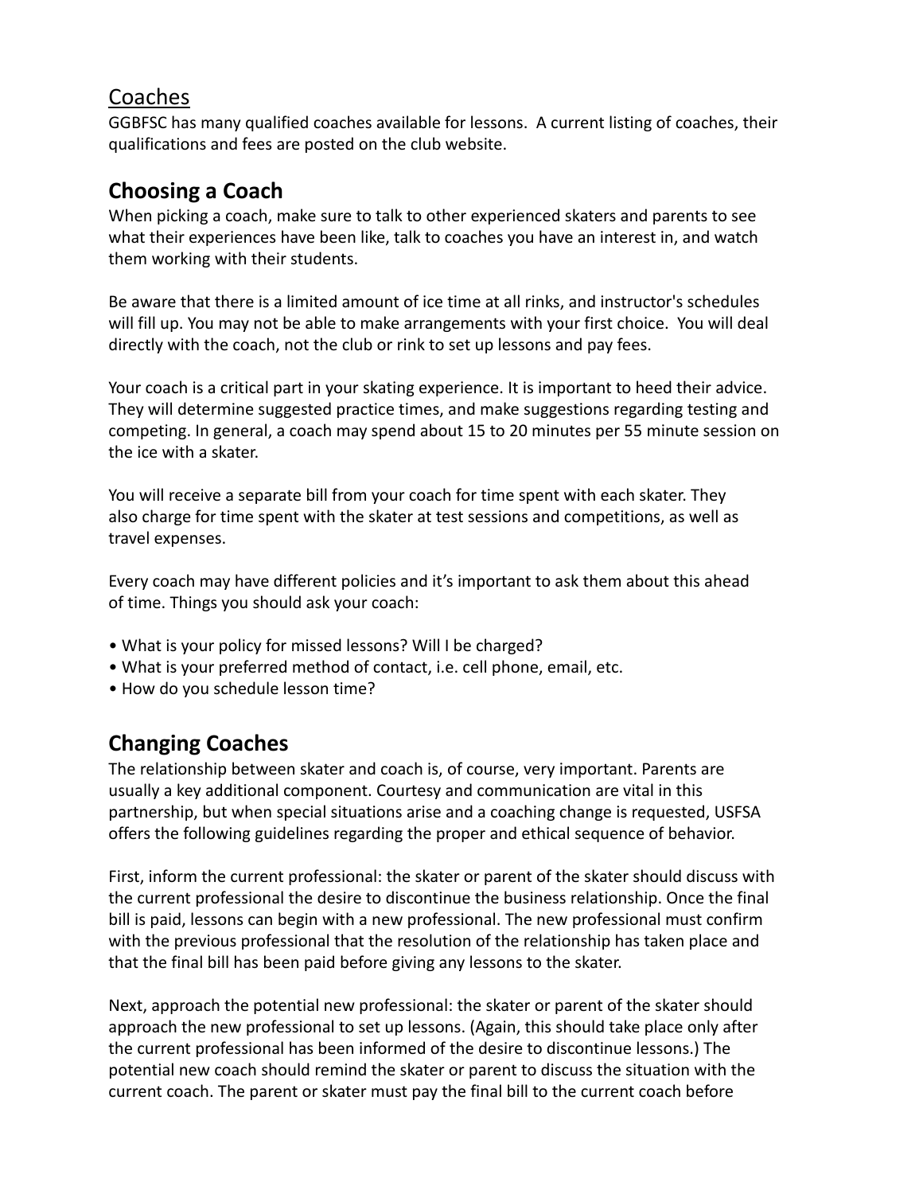## Coaches

GGBFSC has many qualified coaches available for lessons. A current listing of coaches, their qualifications and fees are posted on the club website.

## Choosing a Coach

When picking a coach, make sure to talk to other experienced skaters and parents to see what their experiences have been like, talk to coaches you have an interest in, and watch them working with their students.

Be aware that there is a limited amount of ice time at all rinks, and instructor's schedules will fill up. You may not be able to make arrangements with your first choice. You will deal directly with the coach, not the club or rink to set up lessons and pay fees.

Your coach is a critical part in your skating experience. It is important to heed their advice. They will determine suggested practice times, and make suggestions regarding testing and competing. In general, a coach may spend about 15 to 20 minutes per 55 minute session on the ice with a skater.

You will receive a separate bill from your coach for time spent with each skater. They also charge for time spent with the skater at test sessions and competitions, as well as travel expenses.

Every coach may have different policies and it's important to ask them about this ahead of time. Things you should ask your coach:

- What is your policy for missed lessons? Will I be charged?
- What is your preferred method of contact, i.e. cell phone, email, etc.
- How do you schedule lesson time?

## Changing Coaches

The relationship between skater and coach is, of course, very important. Parents are usually a key additional component. Courtesy and communication are vital in this partnership, but when special situations arise and a coaching change is requested, USFSA offers the following guidelines regarding the proper and ethical sequence of behavior.

First, inform the current professional: the skater or parent of the skater should discuss with the current professional the desire to discontinue the business relationship. Once the final bill is paid, lessons can begin with a new professional. The new professional must confirm with the previous professional that the resolution of the relationship has taken place and that the final bill has been paid before giving any lessons to the skater.

Next, approach the potential new professional: the skater or parent of the skater should approach the new professional to set up lessons. (Again, this should take place only after the current professional has been informed of the desire to discontinue lessons.) The potential new coach should remind the skater or parent to discuss the situation with the current coach. The parent or skater must pay the final bill to the current coach before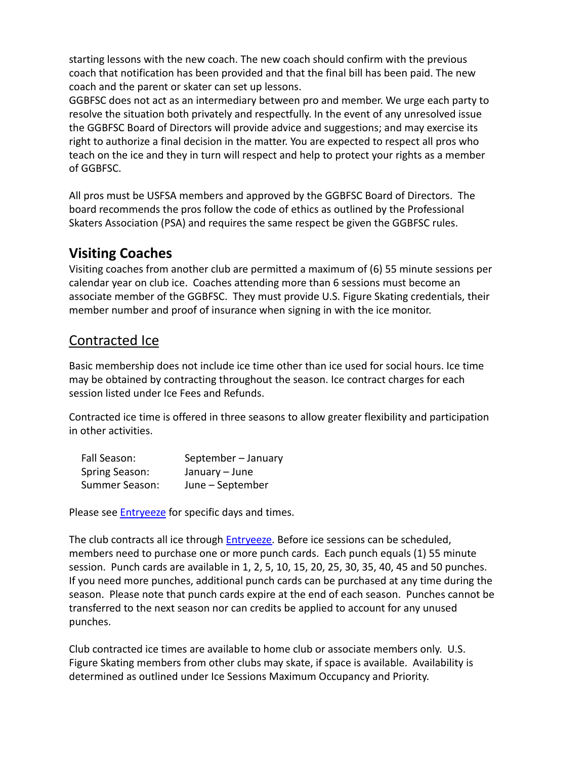starting lessons with the new coach. The new coach should confirm with the previous coach that notification has been provided and that the final bill has been paid. The new coach and the parent or skater can set up lessons.
GGBFSC does not act as an intermediary between pro and member. We urge each party to resolve the situation both privately and respectfully. In the event of any unresolved issue the GGBFSC Board of Directors will provide advice and suggestions; and may exercise its right to authorize a final decision in the matter. You are expected to respect all pros who teach on the ice and they in turn will respect and help to protect your rights as a member of GGBFSC.

All pros must be USFSA members and approved by the GGBFSC Board of Directors. The board recommends the pros follow the code of ethics as outlined by the Professional Skaters Association (PSA) and requires the same respect be given the GGBFSC rules.

## Visiting Coaches

Visiting coaches from another club are permitted a maximum of (6) 55 minute sessions per calendar year on club ice. Coaches attending more than 6 sessions must become an associate member of the GGBFSC. They must provide U.S. Figure Skating credentials, their member number and proof of insurance when signing in with the ice monitor.

## Contracted Ice

Basic membership does not include ice time other than ice used for social hours. Ice time may be obtained by contracting throughout the season. Ice contract charges for each session listed under Ice Fees and Refunds.

Contracted ice time is offered in three seasons to allow greater flexibility and participation in other activities.

| | |
|---|---|
| Fall Season: | September – January |
| Spring Season: | January – June |
| Summer Season: | June – September |

Please see [Entryeeze] for specific days and times.

The club contracts all ice through [Entryeeze]. Before ice sessions can be scheduled, members need to purchase one or more punch cards. Each punch equals (1) 55 minute session. Punch cards are available in 1, 2, 5, 10, 15, 20, 25, 30, 35, 40, 45 and 50 punches. If you need more punches, additional punch cards can be purchased at any time during the season. Please note that punch cards expire at the end of each season. Punches cannot be transferred to the next season nor can credits be applied to account for any unused punches.

Club contracted ice times are available to home club or associate members only. U.S. Figure Skating members from other clubs may skate, if space is available. Availability is determined as outlined under Ice Sessions Maximum Occupancy and Priority.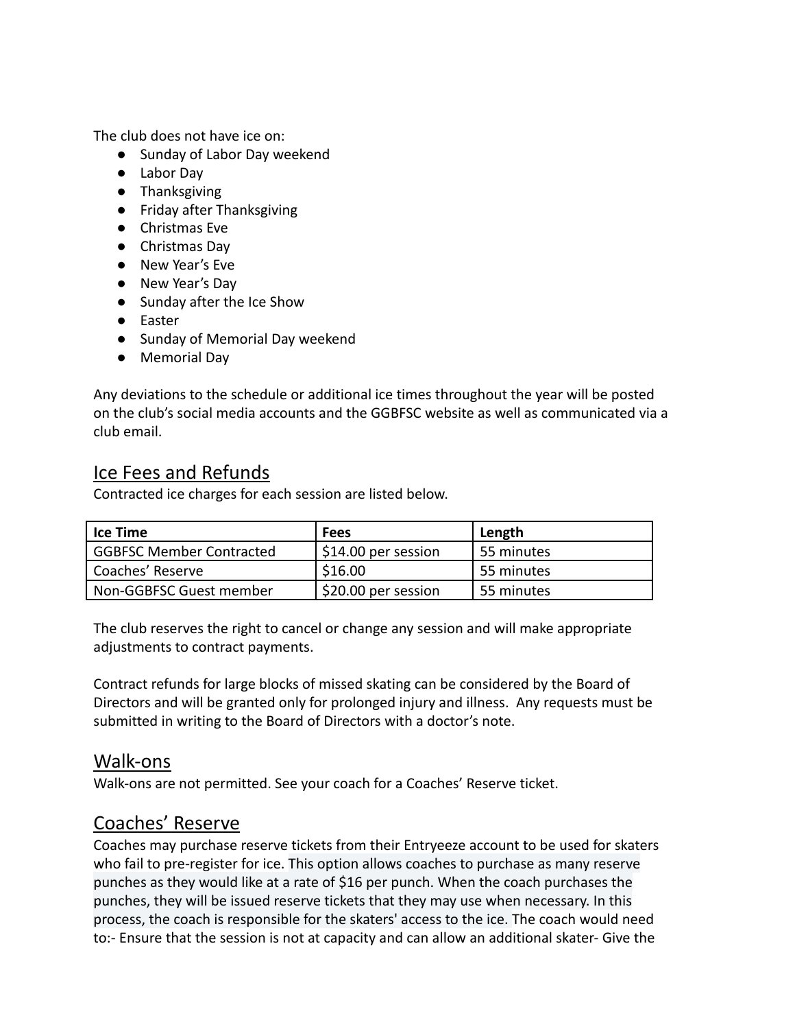The club does not have ice on:

- Sunday of Labor Day weekend
- Labor Day
- Thanksgiving
- Friday after Thanksgiving
- Christmas Eve
- Christmas Day
- New Year's Eve
- New Year's Day
- Sunday after the Ice Show
- Easter
- Sunday of Memorial Day weekend
- Memorial Day

Any deviations to the schedule or additional ice times throughout the year will be posted on the club's social media accounts and the GGBFSC website as well as communicated via a club email.

## Ice Fees and Refunds

Contracted ice charges for each session are listed below.

| Ice Time | Fees | Length |
|---|---|---|
| GGBFSC Member Contracted | $14.00 per session | 55 minutes |
| Coaches' Reserve | $16.00 | 55 minutes |
| Non-GGBFSC Guest member | $20.00 per session | 55 minutes |

The club reserves the right to cancel or change any session and will make appropriate adjustments to contract payments.

Contract refunds for large blocks of missed skating can be considered by the Board of Directors and will be granted only for prolonged injury and illness. Any requests must be submitted in writing to the Board of Directors with a doctor's note.

## Walk-ons

Walk-ons are not permitted. See your coach for a Coaches' Reserve ticket.

## Coaches' Reserve

Coaches may purchase reserve tickets from their Entryeeze account to be used for skaters who fail to pre-register for ice. This option allows coaches to purchase as many reserve punches as they would like at a rate of $16 per punch. When the coach purchases the punches, they will be issued reserve tickets that they may use when necessary. In this process, the coach is responsible for the skaters' access to the ice. The coach would need to:- Ensure that the session is not at capacity and can allow an additional skater- Give the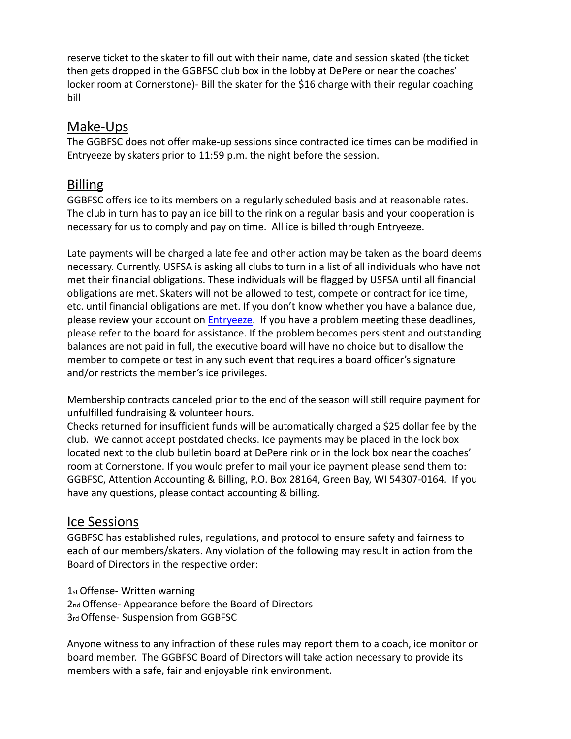reserve ticket to the skater to fill out with their name, date and session skated (the ticket then gets dropped in the GGBFSC club box in the lobby at DePere or near the coaches' locker room at Cornerstone)- Bill the skater for the $16 charge with their regular coaching bill

## Make-Ups

The GGBFSC does not offer make-up sessions since contracted ice times can be modified in Entryeeze by skaters prior to 11:59 p.m. the night before the session.

## Billing

GGBFSC offers ice to its members on a regularly scheduled basis and at reasonable rates. The club in turn has to pay an ice bill to the rink on a regular basis and your cooperation is necessary for us to comply and pay on time. All ice is billed through Entryeeze.

Late payments will be charged a late fee and other action may be taken as the board deems necessary. Currently, USFSA is asking all clubs to turn in a list of all individuals who have not met their financial obligations. These individuals will be flagged by USFSA until all financial obligations are met. Skaters will not be allowed to test, compete or contract for ice time, etc. until financial obligations are met. If you don't know whether you have a balance due, please review your account on Entryeeze. If you have a problem meeting these deadlines, please refer to the board for assistance. If the problem becomes persistent and outstanding balances are not paid in full, the executive board will have no choice but to disallow the member to compete or test in any such event that requires a board officer's signature and/or restricts the member's ice privileges.

Membership contracts canceled prior to the end of the season will still require payment for unfulfilled fundraising & volunteer hours.
Checks returned for insufficient funds will be automatically charged a $25 dollar fee by the club. We cannot accept postdated checks. Ice payments may be placed in the lock box located next to the club bulletin board at DePere rink or in the lock box near the coaches' room at Cornerstone. If you would prefer to mail your ice payment please send them to: GGBFSC, Attention Accounting & Billing, P.O. Box 28164, Green Bay, WI 54307-0164. If you have any questions, please contact accounting & billing.

## Ice Sessions

GGBFSC has established rules, regulations, and protocol to ensure safety and fairness to each of our members/skaters. Any violation of the following may result in action from the Board of Directors in the respective order:

1st Offense- Written warning
2nd Offense- Appearance before the Board of Directors
3rd Offense- Suspension from GGBFSC

Anyone witness to any infraction of these rules may report them to a coach, ice monitor or board member. The GGBFSC Board of Directors will take action necessary to provide its members with a safe, fair and enjoyable rink environment.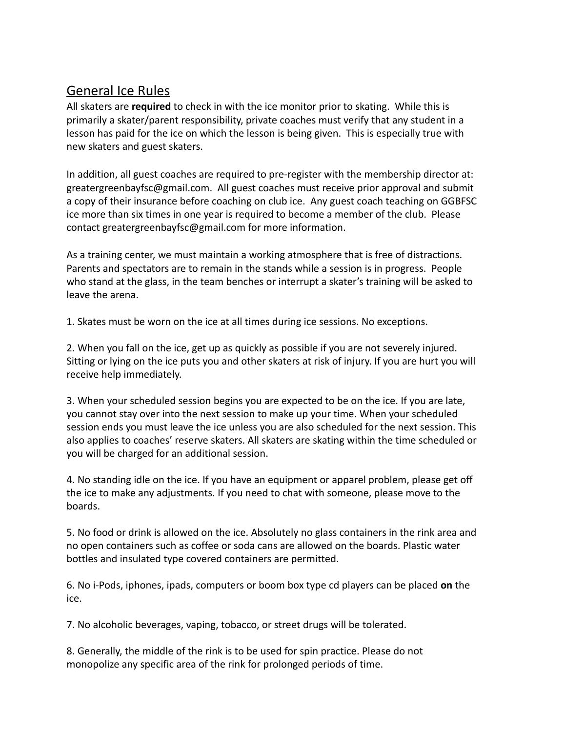## General Ice Rules

All skaters are **required** to check in with the ice monitor prior to skating. While this is primarily a skater/parent responsibility, private coaches must verify that any student in a lesson has paid for the ice on which the lesson is being given. This is especially true with new skaters and guest skaters.

In addition, all guest coaches are required to pre-register with the membership director at: greatergreenbayfsc@gmail.com. All guest coaches must receive prior approval and submit a copy of their insurance before coaching on club ice. Any guest coach teaching on GGBFSC ice more than six times in one year is required to become a member of the club. Please contact greatergreenbayfsc@gmail.com for more information.

As a training center, we must maintain a working atmosphere that is free of distractions. Parents and spectators are to remain in the stands while a session is in progress. People who stand at the glass, in the team benches or interrupt a skater's training will be asked to leave the arena.

1. Skates must be worn on the ice at all times during ice sessions. No exceptions.

2. When you fall on the ice, get up as quickly as possible if you are not severely injured. Sitting or lying on the ice puts you and other skaters at risk of injury. If you are hurt you will receive help immediately.

3. When your scheduled session begins you are expected to be on the ice. If you are late, you cannot stay over into the next session to make up your time. When your scheduled session ends you must leave the ice unless you are also scheduled for the next session. This also applies to coaches' reserve skaters. All skaters are skating within the time scheduled or you will be charged for an additional session.

4. No standing idle on the ice. If you have an equipment or apparel problem, please get off the ice to make any adjustments. If you need to chat with someone, please move to the boards.

5. No food or drink is allowed on the ice. Absolutely no glass containers in the rink area and no open containers such as coffee or soda cans are allowed on the boards. Plastic water bottles and insulated type covered containers are permitted.

6. No i-Pods, iphones, ipads, computers or boom box type cd players can be placed **on** the ice.

7. No alcoholic beverages, vaping, tobacco, or street drugs will be tolerated.

8. Generally, the middle of the rink is to be used for spin practice. Please do not monopolize any specific area of the rink for prolonged periods of time.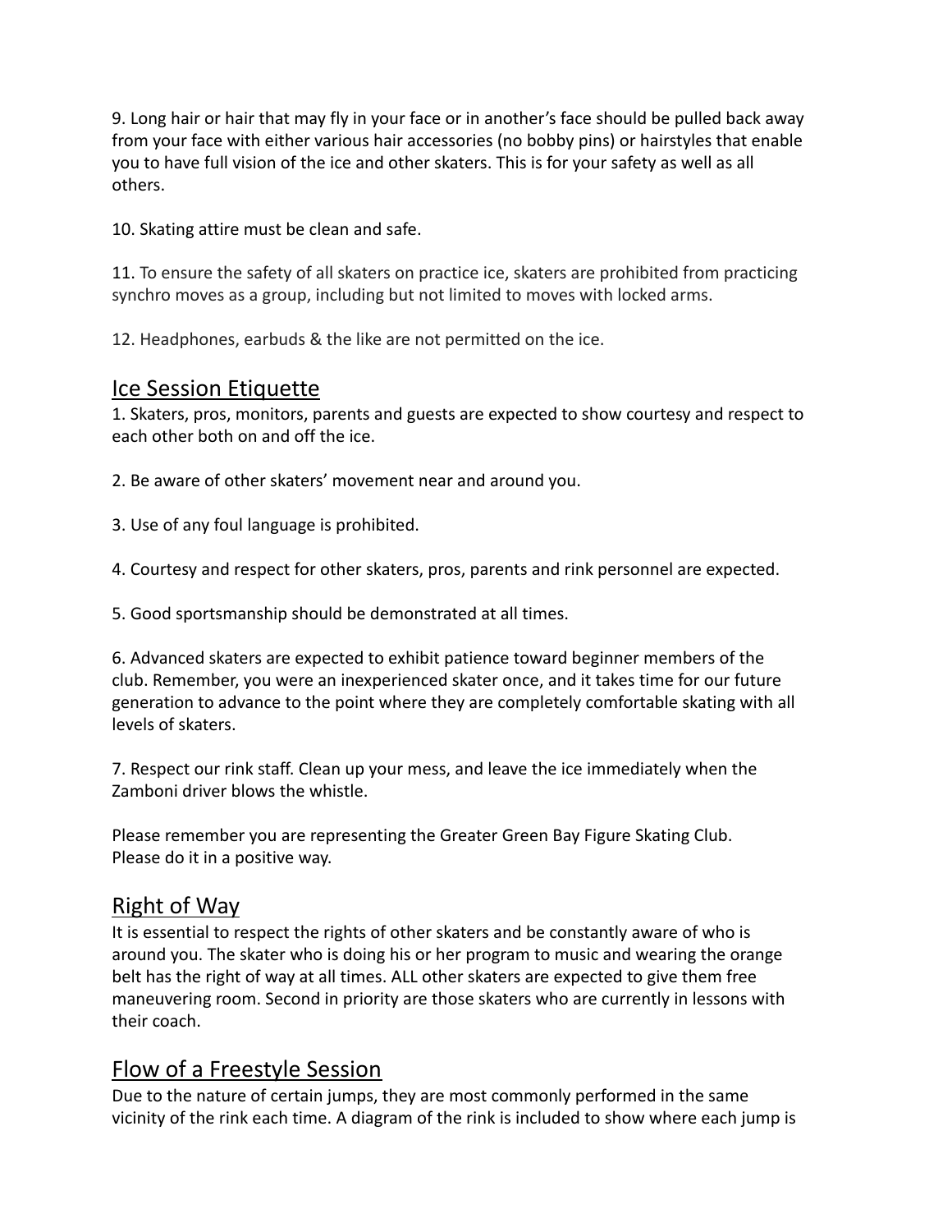9. Long hair or hair that may fly in your face or in another's face should be pulled back away from your face with either various hair accessories (no bobby pins) or hairstyles that enable you to have full vision of the ice and other skaters. This is for your safety as well as all others.

10. Skating attire must be clean and safe.

11. To ensure the safety of all skaters on practice ice, skaters are prohibited from practicing synchro moves as a group, including but not limited to moves with locked arms.

12. Headphones, earbuds & the like are not permitted on the ice.

## Ice Session Etiquette

1. Skaters, pros, monitors, parents and guests are expected to show courtesy and respect to each other both on and off the ice.

2. Be aware of other skaters' movement near and around you.

3. Use of any foul language is prohibited.

4. Courtesy and respect for other skaters, pros, parents and rink personnel are expected.

5. Good sportsmanship should be demonstrated at all times.

6. Advanced skaters are expected to exhibit patience toward beginner members of the club. Remember, you were an inexperienced skater once, and it takes time for our future generation to advance to the point where they are completely comfortable skating with all levels of skaters.

7. Respect our rink staff. Clean up your mess, and leave the ice immediately when the Zamboni driver blows the whistle.

Please remember you are representing the Greater Green Bay Figure Skating Club.
Please do it in a positive way.

## Right of Way

It is essential to respect the rights of other skaters and be constantly aware of who is around you. The skater who is doing his or her program to music and wearing the orange belt has the right of way at all times. ALL other skaters are expected to give them free maneuvering room. Second in priority are those skaters who are currently in lessons with their coach.

## Flow of a Freestyle Session

Due to the nature of certain jumps, they are most commonly performed in the same vicinity of the rink each time. A diagram of the rink is included to show where each jump is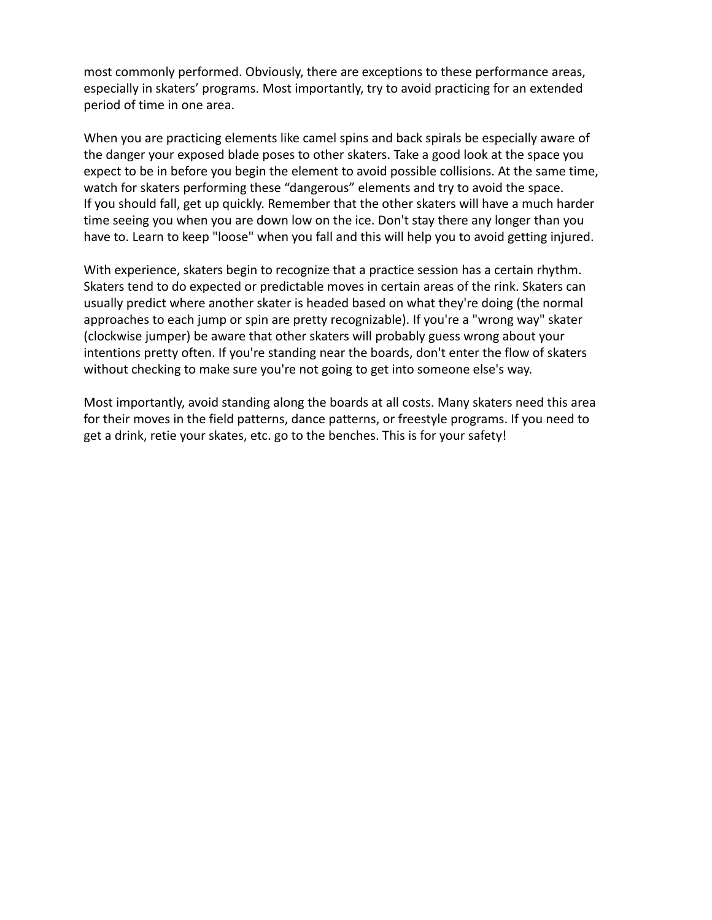most commonly performed. Obviously, there are exceptions to these performance areas, especially in skaters' programs. Most importantly, try to avoid practicing for an extended period of time in one area.

When you are practicing elements like camel spins and back spirals be especially aware of the danger your exposed blade poses to other skaters. Take a good look at the space you expect to be in before you begin the element to avoid possible collisions. At the same time, watch for skaters performing these "dangerous" elements and try to avoid the space.
If you should fall, get up quickly. Remember that the other skaters will have a much harder time seeing you when you are down low on the ice. Don't stay there any longer than you have to. Learn to keep "loose" when you fall and this will help you to avoid getting injured.

With experience, skaters begin to recognize that a practice session has a certain rhythm. Skaters tend to do expected or predictable moves in certain areas of the rink. Skaters can usually predict where another skater is headed based on what they're doing (the normal approaches to each jump or spin are pretty recognizable). If you're a "wrong way" skater (clockwise jumper) be aware that other skaters will probably guess wrong about your intentions pretty often. If you're standing near the boards, don't enter the flow of skaters without checking to make sure you're not going to get into someone else's way.

Most importantly, avoid standing along the boards at all costs. Many skaters need this area for their moves in the field patterns, dance patterns, or freestyle programs. If you need to get a drink, retie your skates, etc. go to the benches. This is for your safety!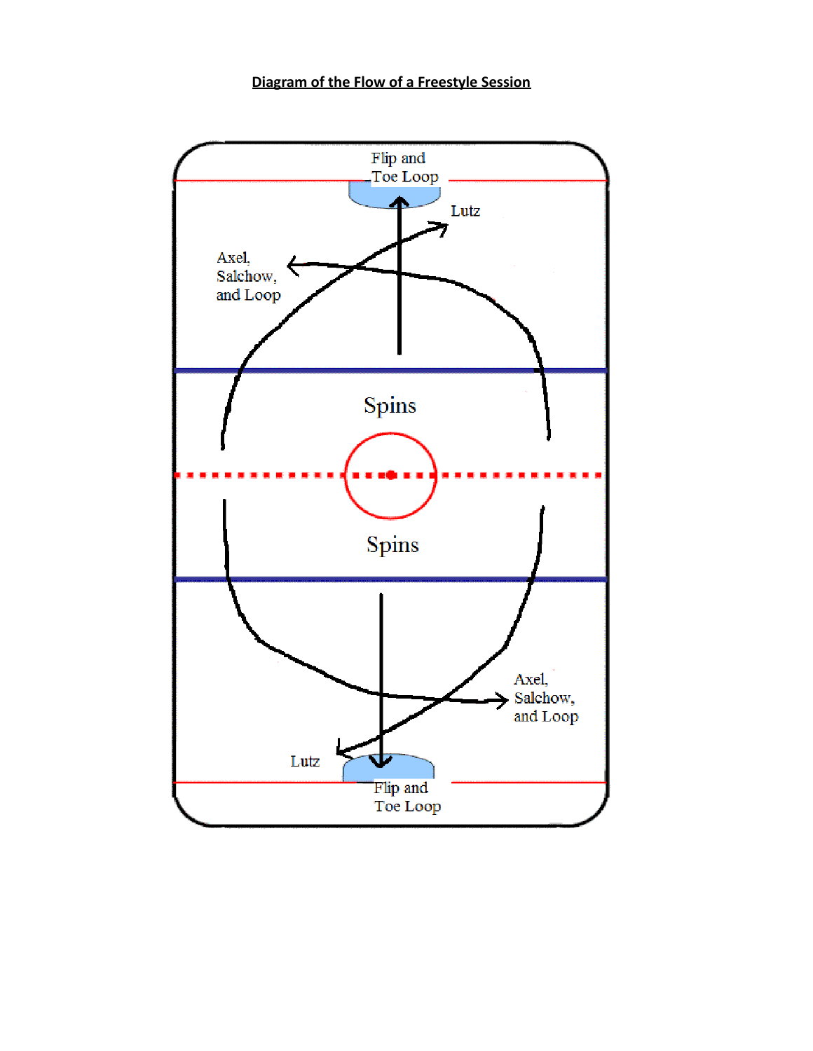**Diagram of the Flow of a Freestyle Session**

Flip and Toe Loop

Lutz

Axel, Salchow, and Loop

Spins

Spins

Axel, Salchow, and Loop

Lutz

Flip and Toe Loop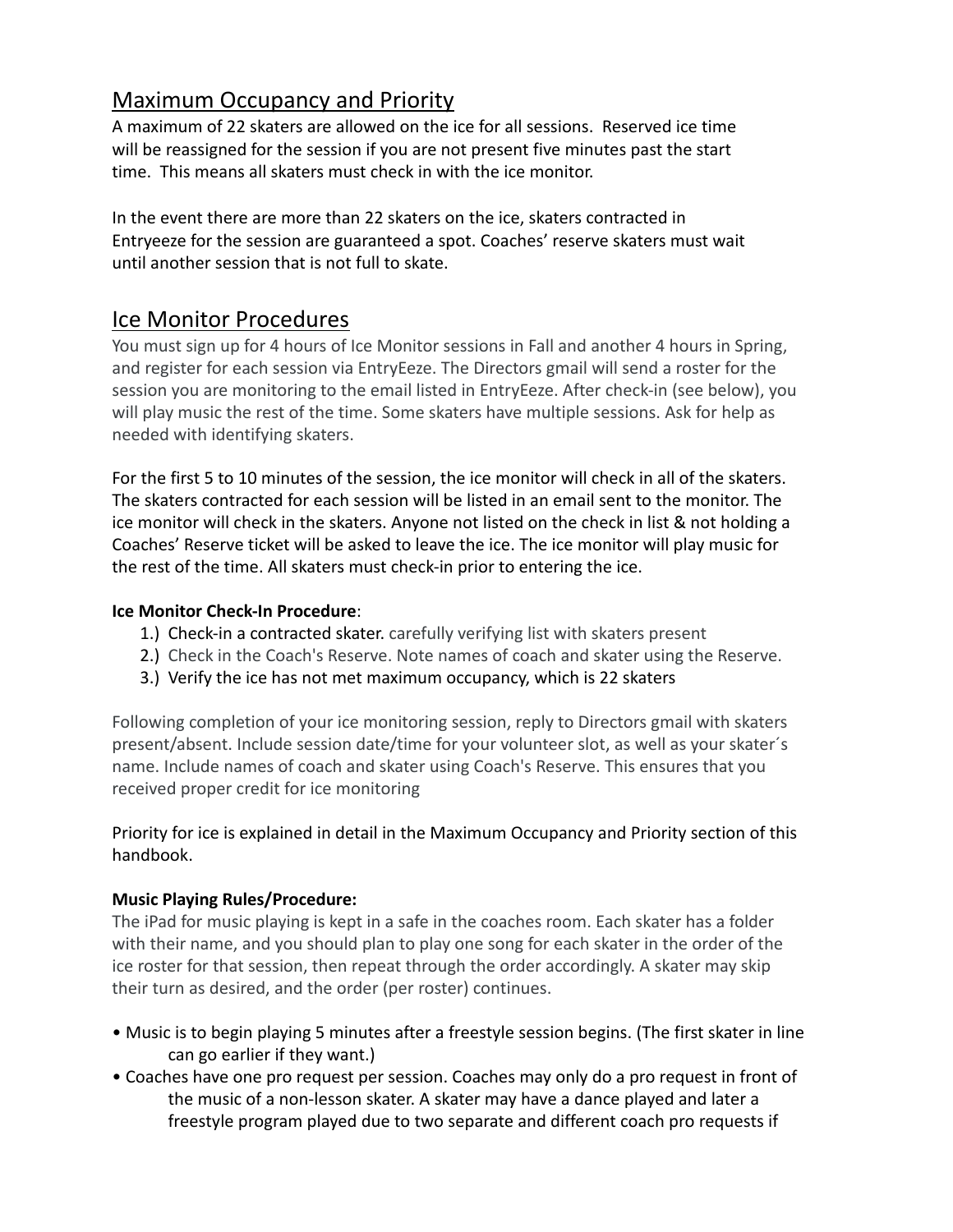## Maximum Occupancy and Priority

A maximum of 22 skaters are allowed on the ice for all sessions. Reserved ice time will be reassigned for the session if you are not present five minutes past the start time. This means all skaters must check in with the ice monitor.

In the event there are more than 22 skaters on the ice, skaters contracted in Entryeeze for the session are guaranteed a spot. Coaches' reserve skaters must wait until another session that is not full to skate.

## Ice Monitor Procedures

You must sign up for 4 hours of Ice Monitor sessions in Fall and another 4 hours in Spring, and register for each session via EntryEeze. The Directors gmail will send a roster for the session you are monitoring to the email listed in EntryEeze. After check-in (see below), you will play music the rest of the time. Some skaters have multiple sessions. Ask for help as needed with identifying skaters.

For the first 5 to 10 minutes of the session, the ice monitor will check in all of the skaters. The skaters contracted for each session will be listed in an email sent to the monitor. The ice monitor will check in the skaters. Anyone not listed on the check in list & not holding a Coaches' Reserve ticket will be asked to leave the ice. The ice monitor will play music for the rest of the time. All skaters must check-in prior to entering the ice.

**Ice Monitor Check-In Procedure**:

1.) Check-in a contracted skater. carefully verifying list with skaters present
2.) Check in the Coach's Reserve. Note names of coach and skater using the Reserve.
3.) Verify the ice has not met maximum occupancy, which is 22 skaters

Following completion of your ice monitoring session, reply to Directors gmail with skaters present/absent. Include session date/time for your volunteer slot, as well as your skater´s name. Include names of coach and skater using Coach's Reserve. This ensures that you received proper credit for ice monitoring

Priority for ice is explained in detail in the Maximum Occupancy and Priority section of this handbook.

**Music Playing Rules/Procedure:**

The iPad for music playing is kept in a safe in the coaches room. Each skater has a folder with their name, and you should plan to play one song for each skater in the order of the ice roster for that session, then repeat through the order accordingly. A skater may skip their turn as desired, and the order (per roster) continues.

- Music is to begin playing 5 minutes after a freestyle session begins. (The first skater in line can go earlier if they want.)
- Coaches have one pro request per session. Coaches may only do a pro request in front of the music of a non-lesson skater. A skater may have a dance played and later a freestyle program played due to two separate and different coach pro requests if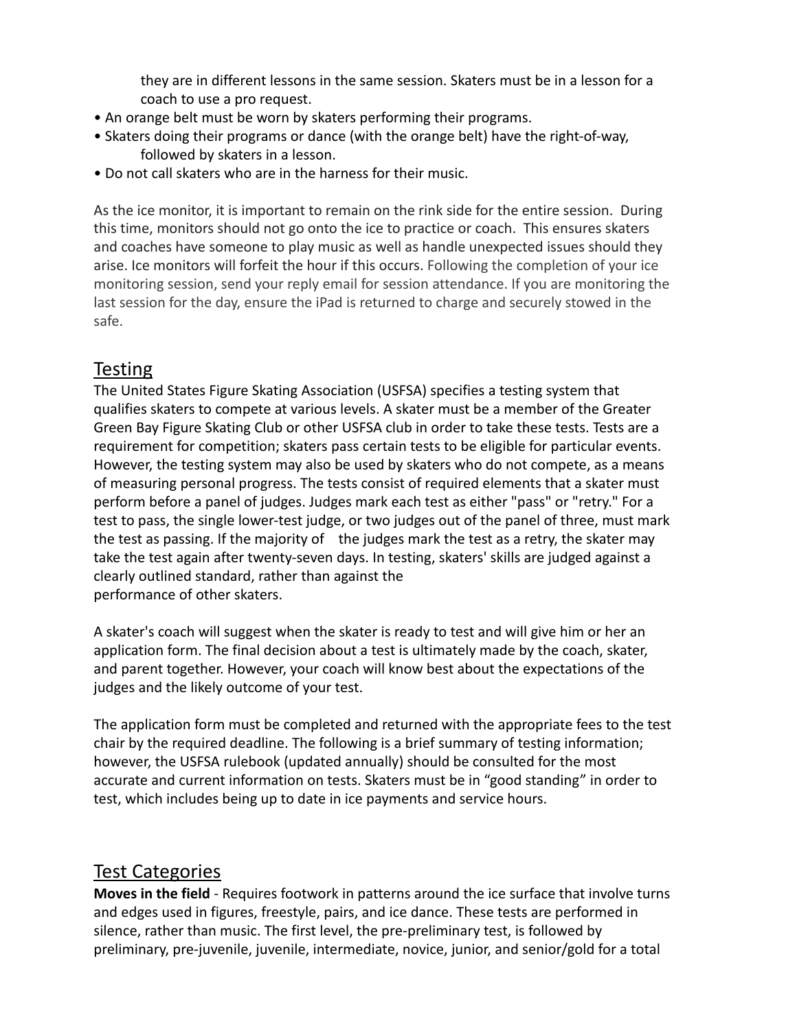they are in different lessons in the same session. Skaters must be in a lesson for a coach to use a pro request.

- An orange belt must be worn by skaters performing their programs.
- Skaters doing their programs or dance (with the orange belt) have the right-of-way, followed by skaters in a lesson.
- Do not call skaters who are in the harness for their music.

As the ice monitor, it is important to remain on the rink side for the entire session. During this time, monitors should not go onto the ice to practice or coach. This ensures skaters and coaches have someone to play music as well as handle unexpected issues should they arise. Ice monitors will forfeit the hour if this occurs. Following the completion of your ice monitoring session, send your reply email for session attendance. If you are monitoring the last session for the day, ensure the iPad is returned to charge and securely stowed in the safe.

## Testing

The United States Figure Skating Association (USFSA) specifies a testing system that qualifies skaters to compete at various levels. A skater must be a member of the Greater Green Bay Figure Skating Club or other USFSA club in order to take these tests. Tests are a requirement for competition; skaters pass certain tests to be eligible for particular events. However, the testing system may also be used by skaters who do not compete, as a means of measuring personal progress. The tests consist of required elements that a skater must perform before a panel of judges. Judges mark each test as either "pass" or "retry." For a test to pass, the single lower-test judge, or two judges out of the panel of three, must mark the test as passing. If the majority of the judges mark the test as a retry, the skater may take the test again after twenty-seven days. In testing, skaters' skills are judged against a clearly outlined standard, rather than against the performance of other skaters.

A skater's coach will suggest when the skater is ready to test and will give him or her an application form. The final decision about a test is ultimately made by the coach, skater, and parent together. However, your coach will know best about the expectations of the judges and the likely outcome of your test.

The application form must be completed and returned with the appropriate fees to the test chair by the required deadline. The following is a brief summary of testing information; however, the USFSA rulebook (updated annually) should be consulted for the most accurate and current information on tests. Skaters must be in "good standing" in order to test, which includes being up to date in ice payments and service hours.

## Test Categories

**Moves in the field** - Requires footwork in patterns around the ice surface that involve turns and edges used in figures, freestyle, pairs, and ice dance. These tests are performed in silence, rather than music. The first level, the pre-preliminary test, is followed by preliminary, pre-juvenile, juvenile, intermediate, novice, junior, and senior/gold for a total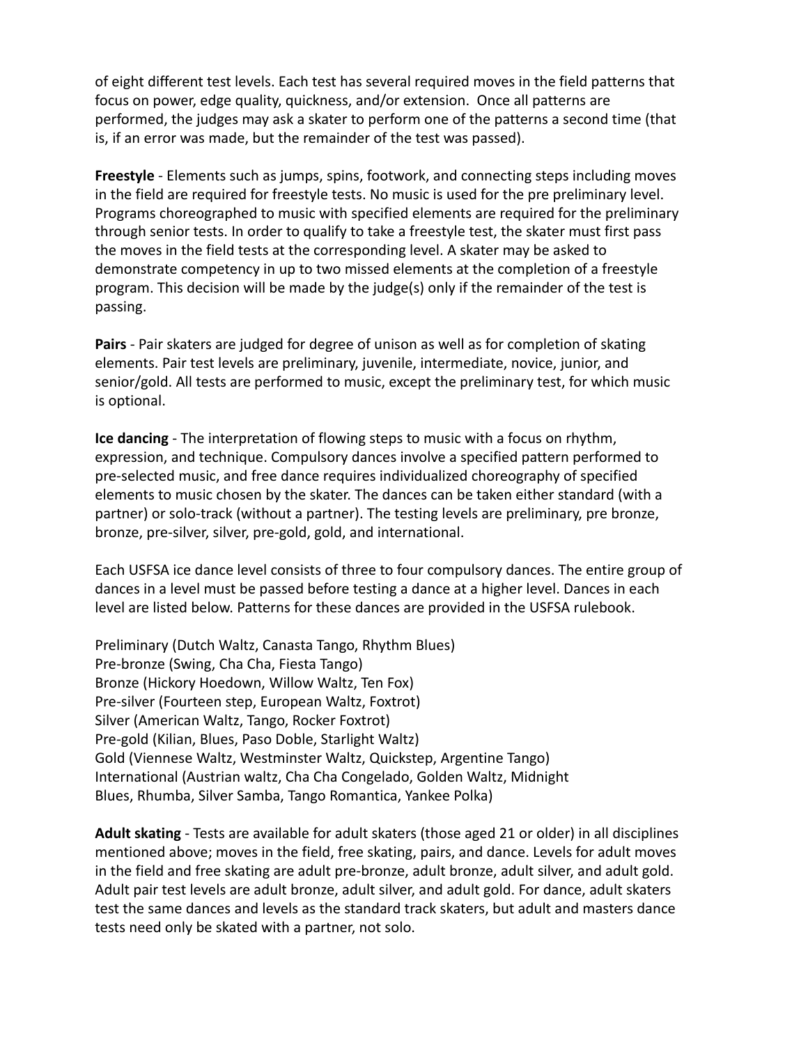of eight different test levels. Each test has several required moves in the field patterns that focus on power, edge quality, quickness, and/or extension. Once all patterns are performed, the judges may ask a skater to perform one of the patterns a second time (that is, if an error was made, but the remainder of the test was passed).

**Freestyle** - Elements such as jumps, spins, footwork, and connecting steps including moves in the field are required for freestyle tests. No music is used for the pre preliminary level. Programs choreographed to music with specified elements are required for the preliminary through senior tests. In order to qualify to take a freestyle test, the skater must first pass the moves in the field tests at the corresponding level. A skater may be asked to demonstrate competency in up to two missed elements at the completion of a freestyle program. This decision will be made by the judge(s) only if the remainder of the test is passing.

**Pairs** - Pair skaters are judged for degree of unison as well as for completion of skating elements. Pair test levels are preliminary, juvenile, intermediate, novice, junior, and senior/gold. All tests are performed to music, except the preliminary test, for which music is optional.

**Ice dancing** - The interpretation of flowing steps to music with a focus on rhythm, expression, and technique. Compulsory dances involve a specified pattern performed to pre-selected music, and free dance requires individualized choreography of specified elements to music chosen by the skater. The dances can be taken either standard (with a partner) or solo-track (without a partner). The testing levels are preliminary, pre bronze, bronze, pre-silver, silver, pre-gold, gold, and international.

Each USFSA ice dance level consists of three to four compulsory dances. The entire group of dances in a level must be passed before testing a dance at a higher level. Dances in each level are listed below. Patterns for these dances are provided in the USFSA rulebook.

Preliminary (Dutch Waltz, Canasta Tango, Rhythm Blues)
Pre-bronze (Swing, Cha Cha, Fiesta Tango)
Bronze (Hickory Hoedown, Willow Waltz, Ten Fox)
Pre-silver (Fourteen step, European Waltz, Foxtrot)
Silver (American Waltz, Tango, Rocker Foxtrot)
Pre-gold (Kilian, Blues, Paso Doble, Starlight Waltz)
Gold (Viennese Waltz, Westminster Waltz, Quickstep, Argentine Tango)
International (Austrian waltz, Cha Cha Congelado, Golden Waltz, Midnight Blues, Rhumba, Silver Samba, Tango Romantica, Yankee Polka)

**Adult skating** - Tests are available for adult skaters (those aged 21 or older) in all disciplines mentioned above; moves in the field, free skating, pairs, and dance. Levels for adult moves in the field and free skating are adult pre-bronze, adult bronze, adult silver, and adult gold. Adult pair test levels are adult bronze, adult silver, and adult gold. For dance, adult skaters test the same dances and levels as the standard track skaters, but adult and masters dance tests need only be skated with a partner, not solo.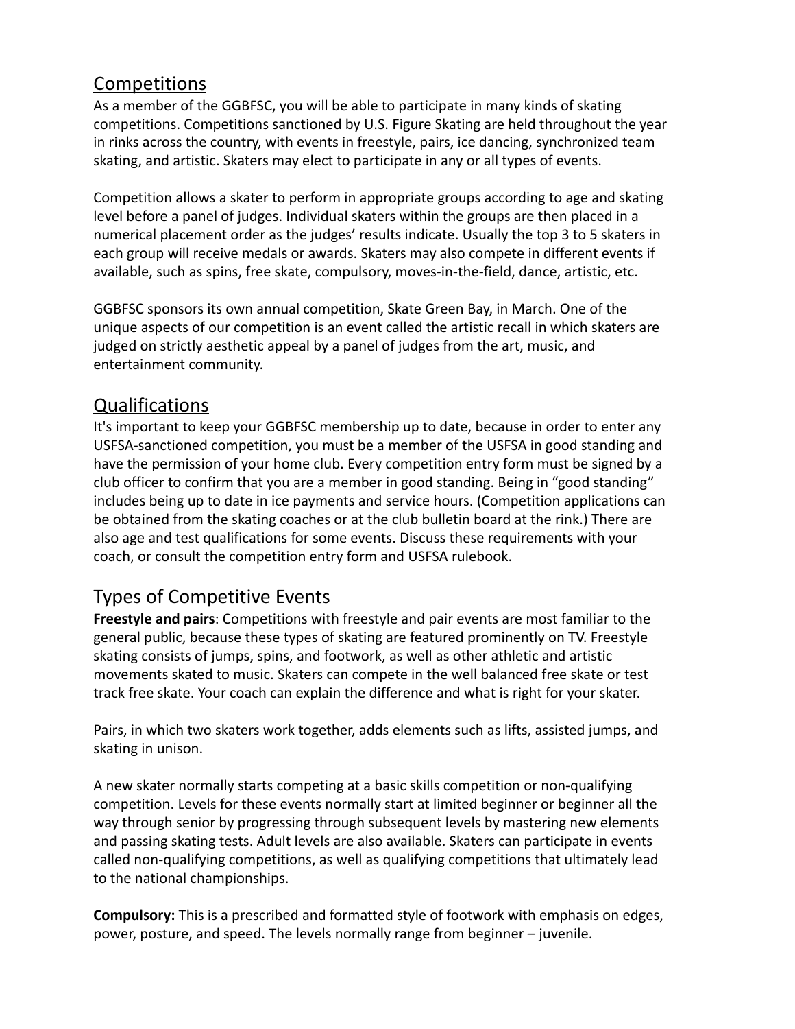## Competitions

As a member of the GGBFSC, you will be able to participate in many kinds of skating competitions. Competitions sanctioned by U.S. Figure Skating are held throughout the year in rinks across the country, with events in freestyle, pairs, ice dancing, synchronized team skating, and artistic. Skaters may elect to participate in any or all types of events.

Competition allows a skater to perform in appropriate groups according to age and skating level before a panel of judges. Individual skaters within the groups are then placed in a numerical placement order as the judges' results indicate. Usually the top 3 to 5 skaters in each group will receive medals or awards. Skaters may also compete in different events if available, such as spins, free skate, compulsory, moves-in-the-field, dance, artistic, etc.

GGBFSC sponsors its own annual competition, Skate Green Bay, in March. One of the unique aspects of our competition is an event called the artistic recall in which skaters are judged on strictly aesthetic appeal by a panel of judges from the art, music, and entertainment community.

## Qualifications

It's important to keep your GGBFSC membership up to date, because in order to enter any USFSA-sanctioned competition, you must be a member of the USFSA in good standing and have the permission of your home club. Every competition entry form must be signed by a club officer to confirm that you are a member in good standing. Being in "good standing" includes being up to date in ice payments and service hours. (Competition applications can be obtained from the skating coaches or at the club bulletin board at the rink.) There are also age and test qualifications for some events. Discuss these requirements with your coach, or consult the competition entry form and USFSA rulebook.

## Types of Competitive Events

**Freestyle and pairs**: Competitions with freestyle and pair events are most familiar to the general public, because these types of skating are featured prominently on TV. Freestyle skating consists of jumps, spins, and footwork, as well as other athletic and artistic movements skated to music. Skaters can compete in the well balanced free skate or test track free skate. Your coach can explain the difference and what is right for your skater.

Pairs, in which two skaters work together, adds elements such as lifts, assisted jumps, and skating in unison.

A new skater normally starts competing at a basic skills competition or non-qualifying competition. Levels for these events normally start at limited beginner or beginner all the way through senior by progressing through subsequent levels by mastering new elements and passing skating tests. Adult levels are also available. Skaters can participate in events called non-qualifying competitions, as well as qualifying competitions that ultimately lead to the national championships.

**Compulsory:** This is a prescribed and formatted style of footwork with emphasis on edges, power, posture, and speed. The levels normally range from beginner – juvenile.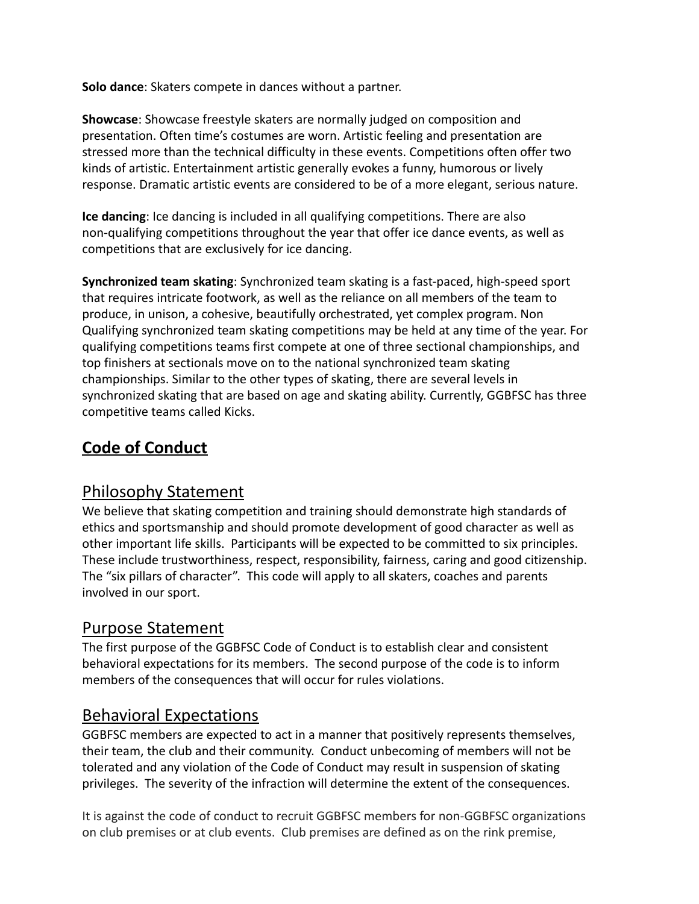**Solo dance**: Skaters compete in dances without a partner.

**Showcase**: Showcase freestyle skaters are normally judged on composition and presentation. Often time's costumes are worn. Artistic feeling and presentation are stressed more than the technical difficulty in these events. Competitions often offer two kinds of artistic. Entertainment artistic generally evokes a funny, humorous or lively response. Dramatic artistic events are considered to be of a more elegant, serious nature.

**Ice dancing**: Ice dancing is included in all qualifying competitions. There are also non-qualifying competitions throughout the year that offer ice dance events, as well as competitions that are exclusively for ice dancing.

**Synchronized team skating**: Synchronized team skating is a fast-paced, high-speed sport that requires intricate footwork, as well as the reliance on all members of the team to produce, in unison, a cohesive, beautifully orchestrated, yet complex program. Non Qualifying synchronized team skating competitions may be held at any time of the year. For qualifying competitions teams first compete at one of three sectional championships, and top finishers at sectionals move on to the national synchronized team skating championships. Similar to the other types of skating, there are several levels in synchronized skating that are based on age and skating ability. Currently, GGBFSC has three competitive teams called Kicks.

## Code of Conduct

### Philosophy Statement

We believe that skating competition and training should demonstrate high standards of ethics and sportsmanship and should promote development of good character as well as other important life skills. Participants will be expected to be committed to six principles. These include trustworthiness, respect, responsibility, fairness, caring and good citizenship. The "six pillars of character". This code will apply to all skaters, coaches and parents involved in our sport.

### Purpose Statement

The first purpose of the GGBFSC Code of Conduct is to establish clear and consistent behavioral expectations for its members. The second purpose of the code is to inform members of the consequences that will occur for rules violations.

### Behavioral Expectations

GGBFSC members are expected to act in a manner that positively represents themselves, their team, the club and their community. Conduct unbecoming of members will not be tolerated and any violation of the Code of Conduct may result in suspension of skating privileges. The severity of the infraction will determine the extent of the consequences.

It is against the code of conduct to recruit GGBFSC members for non-GGBFSC organizations on club premises or at club events. Club premises are defined as on the rink premise,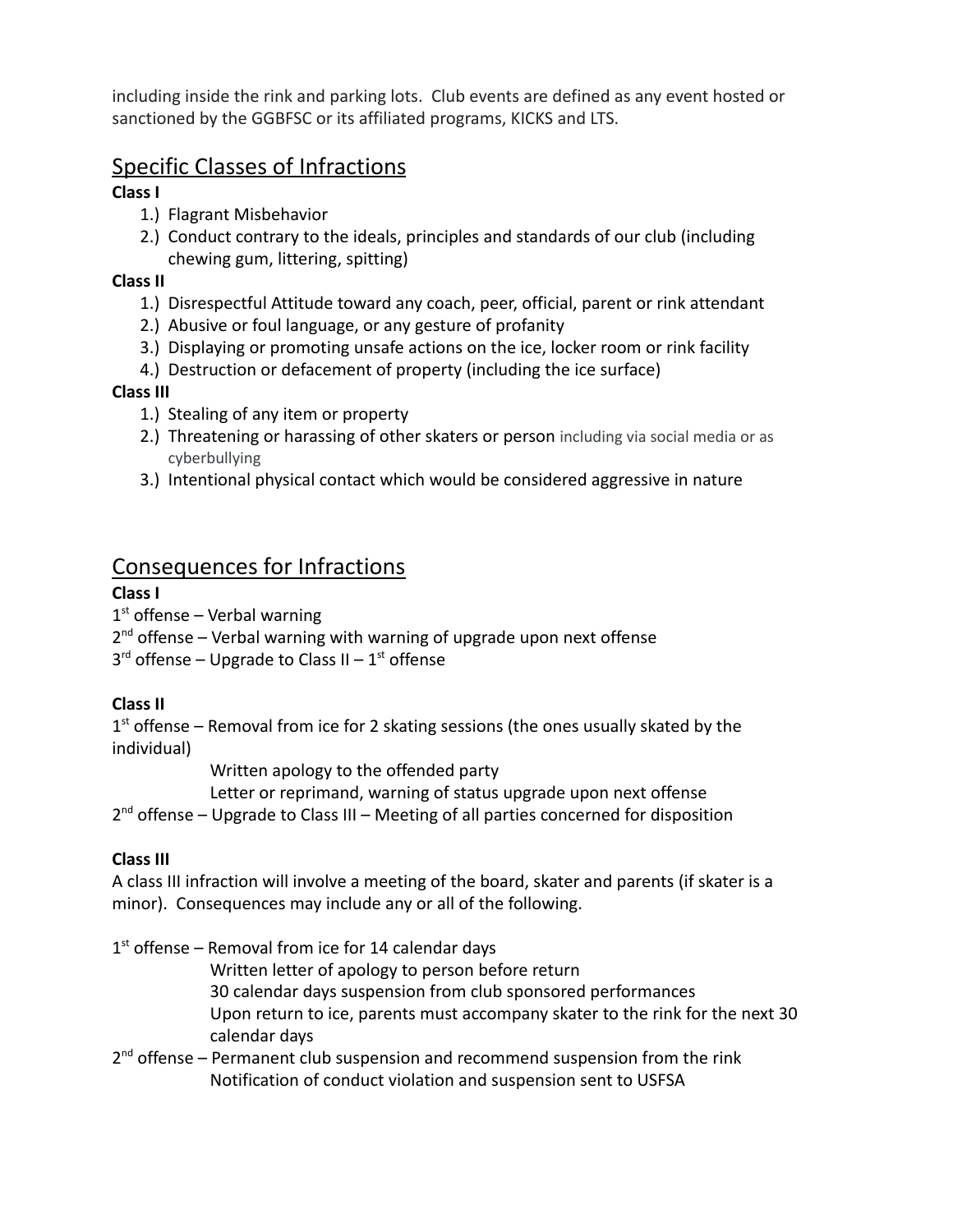including inside the rink and parking lots. Club events are defined as any event hosted or sanctioned by the GGBFSC or its affiliated programs, KICKS and LTS.

## Specific Classes of Infractions

**Class I**

1.) Flagrant Misbehavior
2.) Conduct contrary to the ideals, principles and standards of our club (including chewing gum, littering, spitting)

**Class II**

1.) Disrespectful Attitude toward any coach, peer, official, parent or rink attendant
2.) Abusive or foul language, or any gesture of profanity
3.) Displaying or promoting unsafe actions on the ice, locker room or rink facility
4.) Destruction or defacement of property (including the ice surface)

**Class III**

1.) Stealing of any item or property
2.) Threatening or harassing of other skaters or person including via social media or as cyberbullying
3.) Intentional physical contact which would be considered aggressive in nature

## Consequences for Infractions

**Class I**

1st offense – Verbal warning
2nd offense – Verbal warning with warning of upgrade upon next offense
3rd offense – Upgrade to Class II – 1st offense

**Class II**

1st offense – Removal from ice for 2 skating sessions (the ones usually skated by the individual)
Written apology to the offended party
Letter or reprimand, warning of status upgrade upon next offense
2nd offense – Upgrade to Class III – Meeting of all parties concerned for disposition

**Class III**

A class III infraction will involve a meeting of the board, skater and parents (if skater is a minor). Consequences may include any or all of the following.

1st offense – Removal from ice for 14 calendar days
Written letter of apology to person before return
30 calendar days suspension from club sponsored performances
Upon return to ice, parents must accompany skater to the rink for the next 30 calendar days
2nd offense – Permanent club suspension and recommend suspension from the rink
Notification of conduct violation and suspension sent to USFSA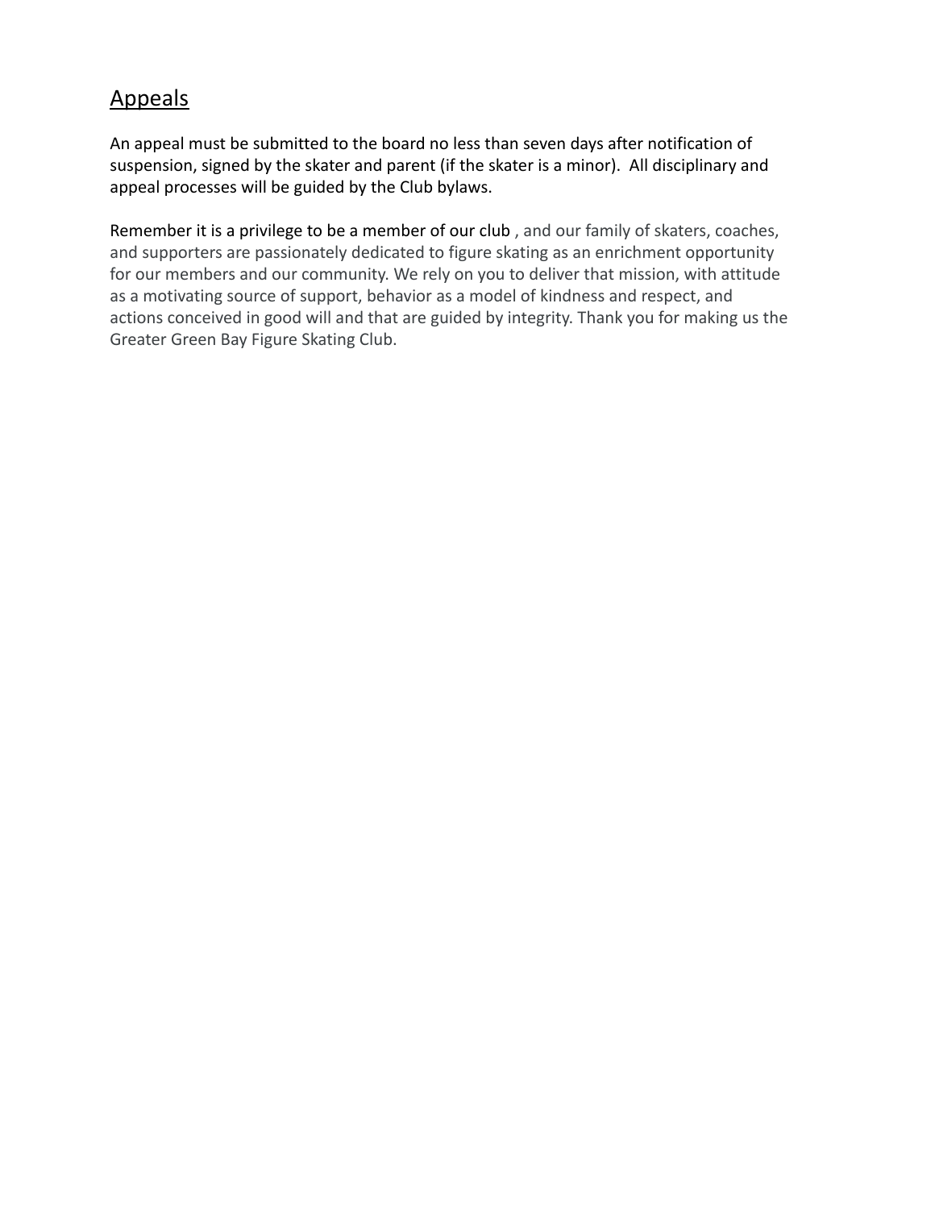## Appeals

An appeal must be submitted to the board no less than seven days after notification of suspension, signed by the skater and parent (if the skater is a minor). All disciplinary and appeal processes will be guided by the Club bylaws.

Remember it is a privilege to be a member of our club , and our family of skaters, coaches, and supporters are passionately dedicated to figure skating as an enrichment opportunity for our members and our community. We rely on you to deliver that mission, with attitude as a motivating source of support, behavior as a model of kindness and respect, and actions conceived in good will and that are guided by integrity. Thank you for making us the Greater Green Bay Figure Skating Club.